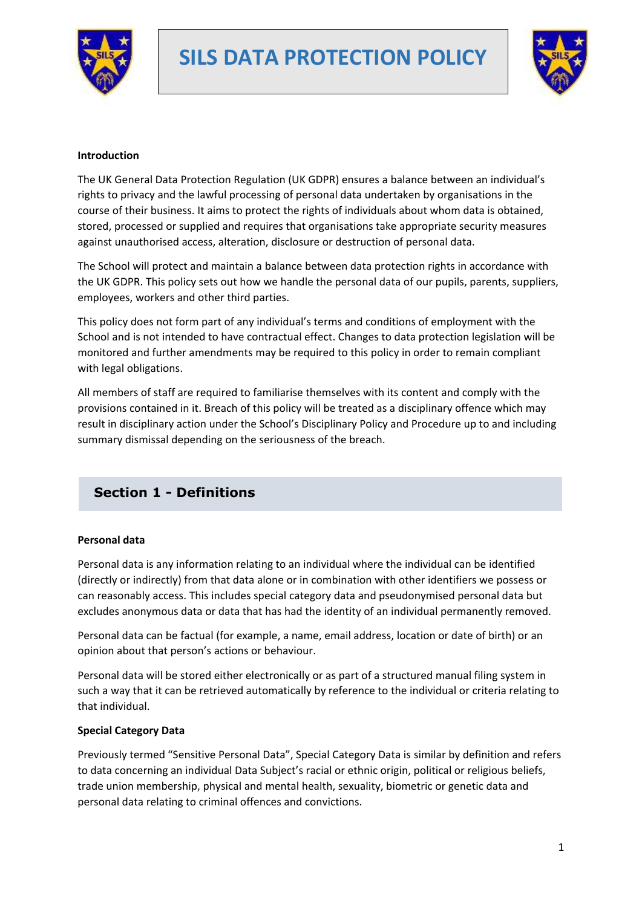# SILS DATA PROTECTION POLICY

**Introduction**

The UK General Data Protection Regulation (UK GDPR) ensures a balance between an individual's rights to privacy and the lawful processing of personal data undertaken by organisations in the course of their business. It aims to protect the rights of individuals about whom data is obtained, stored, processed or supplied and requires that organisations take appropriate security measures against unauthorised access, alteration, disclosure or destruction of personal data.

The School will protect and maintain a balance between data protection rights in accordance with the UK GDPR. This policy sets out how we handle the personal data of our pupils, parents, suppliers, employees, workers and other third parties.

This policy does not form part of any individual's terms and conditions of employment with the School and is not intended to have contractual effect. Changes to data protection legislation will be monitored and further amendments may be required to this policy in order to remain compliant with legal obligations.

All members of staff are required to familiarise themselves with its content and comply with the provisions contained in it. Breach of this policy will be treated as a disciplinary offence which may result in disciplinary action under the School's Disciplinary Policy and Procedure up to and including summary dismissal depending on the seriousness of the breach.

## Section 1 - Definitions

**Personal data**

Personal data is any information relating to an individual where the individual can be identified (directly or indirectly) from that data alone or in combination with other identifiers we possess or can reasonably access. This includes special category data and pseudonymised personal data but excludes anonymous data or data that has had the identity of an individual permanently removed.

Personal data can be factual (for example, a name, email address, location or date of birth) or an opinion about that person's actions or behaviour.

Personal data will be stored either electronically or as part of a structured manual filing system in such a way that it can be retrieved automatically by reference to the individual or criteria relating to that individual.

**Special Category Data**

Previously termed "Sensitive Personal Data", Special Category Data is similar by definition and refers to data concerning an individual Data Subject's racial or ethnic origin, political or religious beliefs, trade union membership, physical and mental health, sexuality, biometric or genetic data and personal data relating to criminal offences and convictions.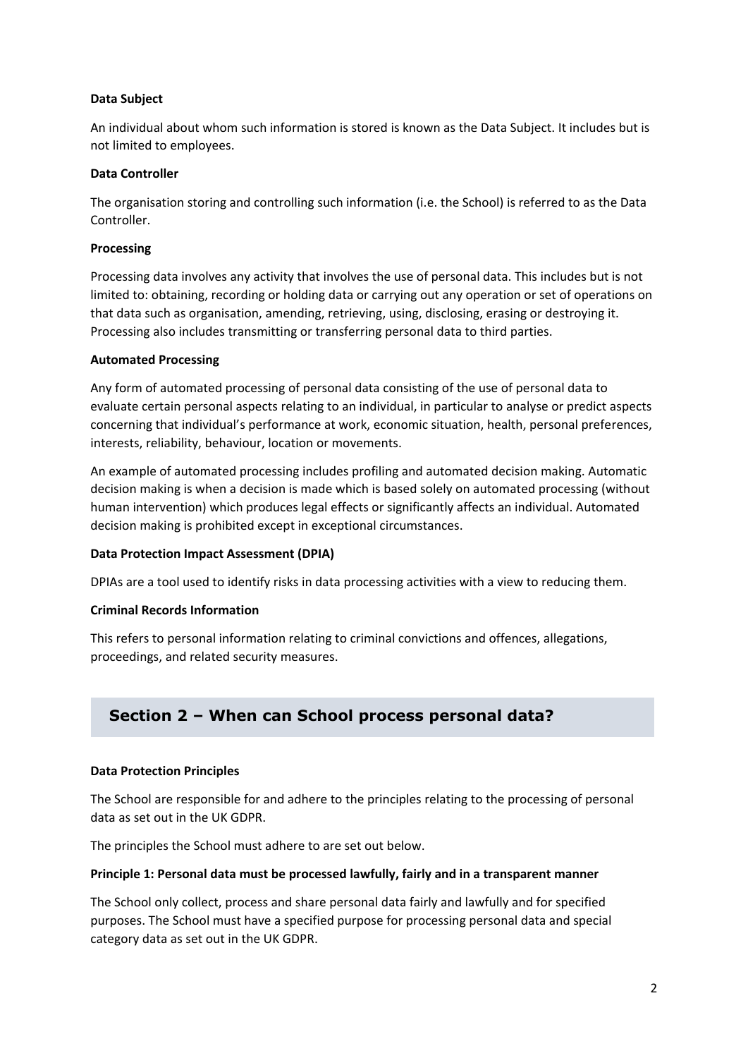**Data Subject**

An individual about whom such information is stored is known as the Data Subject. It includes but is not limited to employees.

**Data Controller**

The organisation storing and controlling such information (i.e. the School) is referred to as the Data Controller.

**Processing**

Processing data involves any activity that involves the use of personal data. This includes but is not limited to: obtaining, recording or holding data or carrying out any operation or set of operations on that data such as organisation, amending, retrieving, using, disclosing, erasing or destroying it. Processing also includes transmitting or transferring personal data to third parties.

**Automated Processing**

Any form of automated processing of personal data consisting of the use of personal data to evaluate certain personal aspects relating to an individual, in particular to analyse or predict aspects concerning that individual's performance at work, economic situation, health, personal preferences, interests, reliability, behaviour, location or movements.

An example of automated processing includes profiling and automated decision making. Automatic decision making is when a decision is made which is based solely on automated processing (without human intervention) which produces legal effects or significantly affects an individual. Automated decision making is prohibited except in exceptional circumstances.

**Data Protection Impact Assessment (DPIA)**

DPIAs are a tool used to identify risks in data processing activities with a view to reducing them.

**Criminal Records Information**

This refers to personal information relating to criminal convictions and offences, allegations, proceedings, and related security measures.

## Section 2 – When can School process personal data?

**Data Protection Principles**

The School are responsible for and adhere to the principles relating to the processing of personal data as set out in the UK GDPR.

The principles the School must adhere to are set out below.

**Principle 1: Personal data must be processed lawfully, fairly and in a transparent manner**

The School only collect, process and share personal data fairly and lawfully and for specified purposes. The School must have a specified purpose for processing personal data and special category data as set out in the UK GDPR.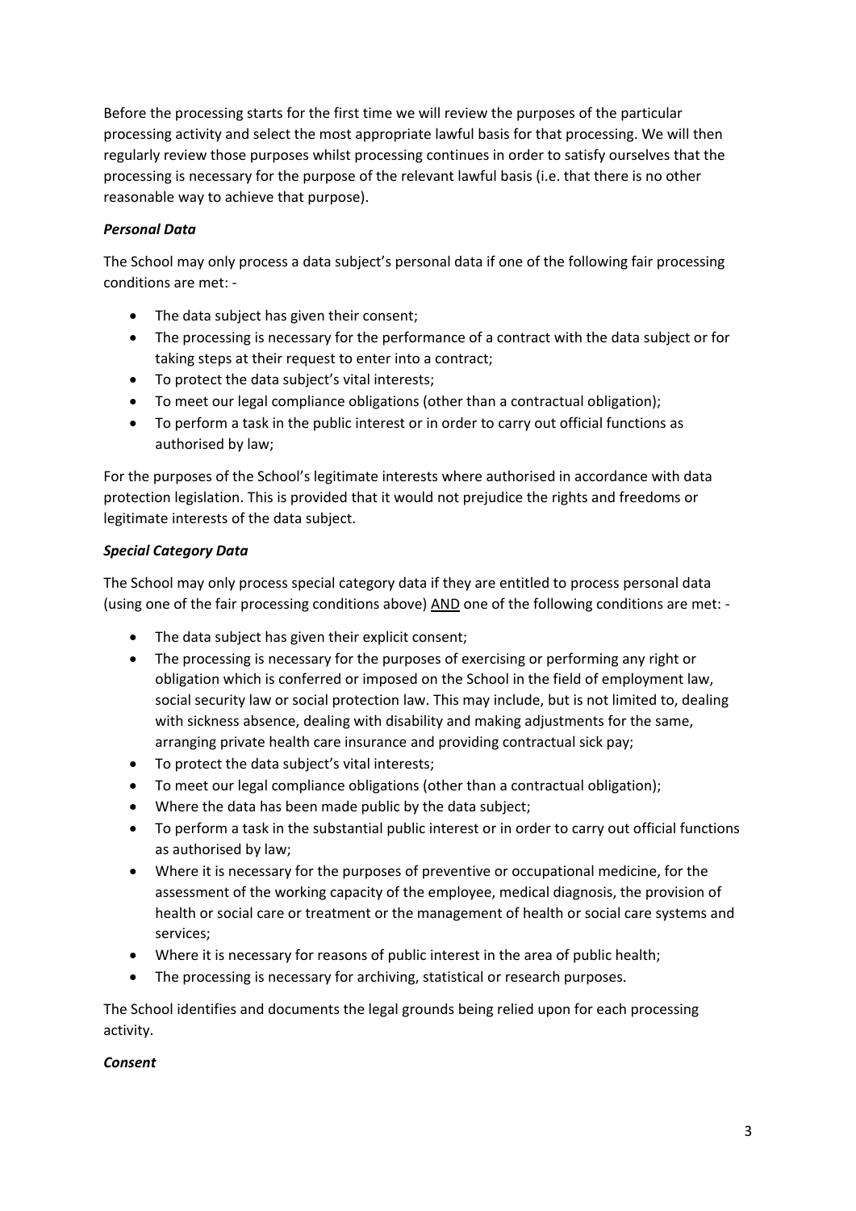Before the processing starts for the first time we will review the purposes of the particular processing activity and select the most appropriate lawful basis for that processing. We will then regularly review those purposes whilst processing continues in order to satisfy ourselves that the processing is necessary for the purpose of the relevant lawful basis (i.e. that there is no other reasonable way to achieve that purpose).

***Personal Data***

The School may only process a data subject's personal data if one of the following fair processing conditions are met: -

- The data subject has given their consent;
- The processing is necessary for the performance of a contract with the data subject or for taking steps at their request to enter into a contract;
- To protect the data subject's vital interests;
- To meet our legal compliance obligations (other than a contractual obligation);
- To perform a task in the public interest or in order to carry out official functions as authorised by law;

For the purposes of the School's legitimate interests where authorised in accordance with data protection legislation. This is provided that it would not prejudice the rights and freedoms or legitimate interests of the data subject.

***Special Category Data***

The School may only process special category data if they are entitled to process personal data (using one of the fair processing conditions above) <u>AND</u> one of the following conditions are met: -

- The data subject has given their explicit consent;
- The processing is necessary for the purposes of exercising or performing any right or obligation which is conferred or imposed on the School in the field of employment law, social security law or social protection law. This may include, but is not limited to, dealing with sickness absence, dealing with disability and making adjustments for the same, arranging private health care insurance and providing contractual sick pay;
- To protect the data subject's vital interests;
- To meet our legal compliance obligations (other than a contractual obligation);
- Where the data has been made public by the data subject;
- To perform a task in the substantial public interest or in order to carry out official functions as authorised by law;
- Where it is necessary for the purposes of preventive or occupational medicine, for the assessment of the working capacity of the employee, medical diagnosis, the provision of health or social care or treatment or the management of health or social care systems and services;
- Where it is necessary for reasons of public interest in the area of public health;
- The processing is necessary for archiving, statistical or research purposes.

The School identifies and documents the legal grounds being relied upon for each processing activity.

***Consent***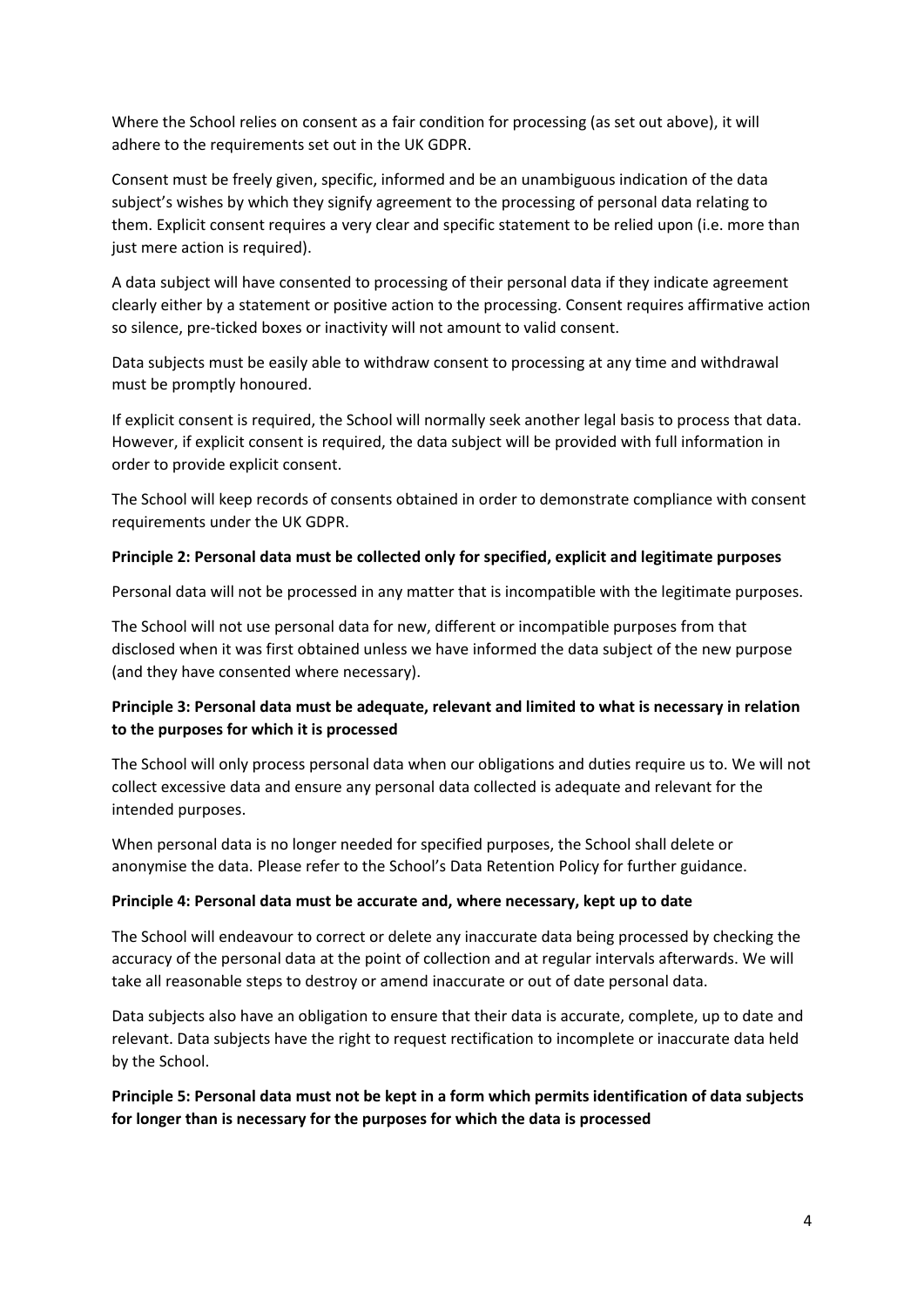Where the School relies on consent as a fair condition for processing (as set out above), it will adhere to the requirements set out in the UK GDPR.

Consent must be freely given, specific, informed and be an unambiguous indication of the data subject's wishes by which they signify agreement to the processing of personal data relating to them. Explicit consent requires a very clear and specific statement to be relied upon (i.e. more than just mere action is required).

A data subject will have consented to processing of their personal data if they indicate agreement clearly either by a statement or positive action to the processing. Consent requires affirmative action so silence, pre-ticked boxes or inactivity will not amount to valid consent.

Data subjects must be easily able to withdraw consent to processing at any time and withdrawal must be promptly honoured.

If explicit consent is required, the School will normally seek another legal basis to process that data. However, if explicit consent is required, the data subject will be provided with full information in order to provide explicit consent.

The School will keep records of consents obtained in order to demonstrate compliance with consent requirements under the UK GDPR.

**Principle 2: Personal data must be collected only for specified, explicit and legitimate purposes**

Personal data will not be processed in any matter that is incompatible with the legitimate purposes.

The School will not use personal data for new, different or incompatible purposes from that disclosed when it was first obtained unless we have informed the data subject of the new purpose (and they have consented where necessary).

**Principle 3: Personal data must be adequate, relevant and limited to what is necessary in relation to the purposes for which it is processed**

The School will only process personal data when our obligations and duties require us to. We will not collect excessive data and ensure any personal data collected is adequate and relevant for the intended purposes.

When personal data is no longer needed for specified purposes, the School shall delete or anonymise the data. Please refer to the School's Data Retention Policy for further guidance.

**Principle 4: Personal data must be accurate and, where necessary, kept up to date**

The School will endeavour to correct or delete any inaccurate data being processed by checking the accuracy of the personal data at the point of collection and at regular intervals afterwards. We will take all reasonable steps to destroy or amend inaccurate or out of date personal data.

Data subjects also have an obligation to ensure that their data is accurate, complete, up to date and relevant. Data subjects have the right to request rectification to incomplete or inaccurate data held by the School.

**Principle 5: Personal data must not be kept in a form which permits identification of data subjects for longer than is necessary for the purposes for which the data is processed**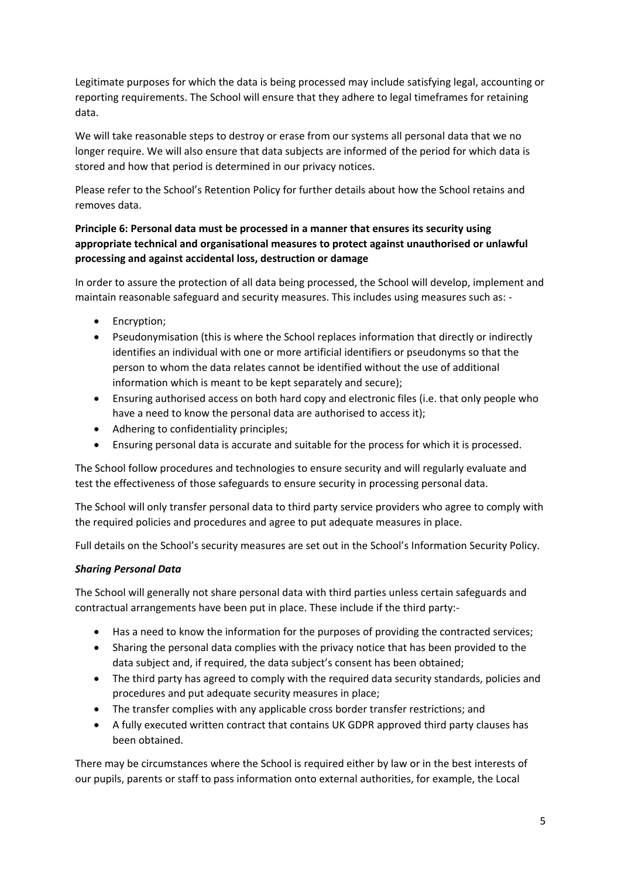Legitimate purposes for which the data is being processed may include satisfying legal, accounting or reporting requirements. The School will ensure that they adhere to legal timeframes for retaining data.

We will take reasonable steps to destroy or erase from our systems all personal data that we no longer require. We will also ensure that data subjects are informed of the period for which data is stored and how that period is determined in our privacy notices.

Please refer to the School's Retention Policy for further details about how the School retains and removes data.

**Principle 6: Personal data must be processed in a manner that ensures its security using appropriate technical and organisational measures to protect against unauthorised or unlawful processing and against accidental loss, destruction or damage**

In order to assure the protection of all data being processed, the School will develop, implement and maintain reasonable safeguard and security measures. This includes using measures such as: -

- Encryption;
- Pseudonymisation (this is where the School replaces information that directly or indirectly identifies an individual with one or more artificial identifiers or pseudonyms so that the person to whom the data relates cannot be identified without the use of additional information which is meant to be kept separately and secure);
- Ensuring authorised access on both hard copy and electronic files (i.e. that only people who have a need to know the personal data are authorised to access it);
- Adhering to confidentiality principles;
- Ensuring personal data is accurate and suitable for the process for which it is processed.

The School follow procedures and technologies to ensure security and will regularly evaluate and test the effectiveness of those safeguards to ensure security in processing personal data.

The School will only transfer personal data to third party service providers who agree to comply with the required policies and procedures and agree to put adequate measures in place.

Full details on the School's security measures are set out in the School's Information Security Policy.

***Sharing Personal Data***

The School will generally not share personal data with third parties unless certain safeguards and contractual arrangements have been put in place. These include if the third party:-

- Has a need to know the information for the purposes of providing the contracted services;
- Sharing the personal data complies with the privacy notice that has been provided to the data subject and, if required, the data subject's consent has been obtained;
- The third party has agreed to comply with the required data security standards, policies and procedures and put adequate security measures in place;
- The transfer complies with any applicable cross border transfer restrictions; and
- A fully executed written contract that contains UK GDPR approved third party clauses has been obtained.

There may be circumstances where the School is required either by law or in the best interests of our pupils, parents or staff to pass information onto external authorities, for example, the Local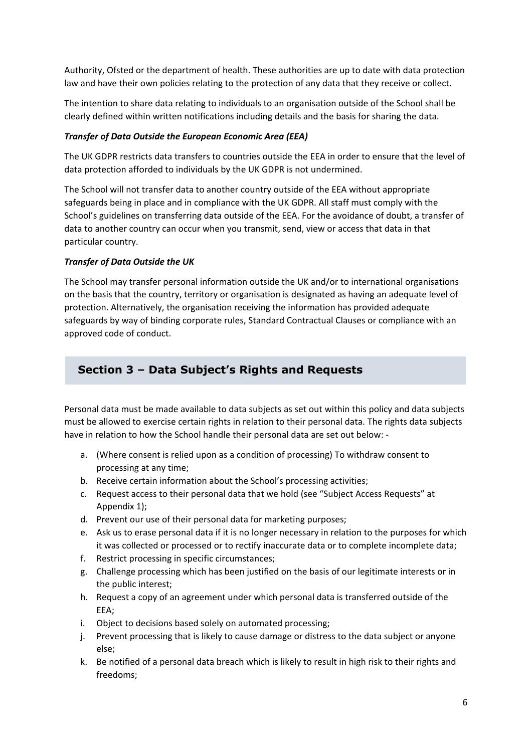Authority, Ofsted or the department of health. These authorities are up to date with data protection law and have their own policies relating to the protection of any data that they receive or collect.

The intention to share data relating to individuals to an organisation outside of the School shall be clearly defined within written notifications including details and the basis for sharing the data.

***Transfer of Data Outside the European Economic Area (EEA)***

The UK GDPR restricts data transfers to countries outside the EEA in order to ensure that the level of data protection afforded to individuals by the UK GDPR is not undermined.

The School will not transfer data to another country outside of the EEA without appropriate safeguards being in place and in compliance with the UK GDPR. All staff must comply with the School's guidelines on transferring data outside of the EEA. For the avoidance of doubt, a transfer of data to another country can occur when you transmit, send, view or access that data in that particular country.

***Transfer of Data Outside the UK***

The School may transfer personal information outside the UK and/or to international organisations on the basis that the country, territory or organisation is designated as having an adequate level of protection. Alternatively, the organisation receiving the information has provided adequate safeguards by way of binding corporate rules, Standard Contractual Clauses or compliance with an approved code of conduct.

## Section 3 – Data Subject's Rights and Requests

Personal data must be made available to data subjects as set out within this policy and data subjects must be allowed to exercise certain rights in relation to their personal data. The rights data subjects have in relation to how the School handle their personal data are set out below: -

a. (Where consent is relied upon as a condition of processing) To withdraw consent to processing at any time;
b. Receive certain information about the School's processing activities;
c. Request access to their personal data that we hold (see "Subject Access Requests" at Appendix 1);
d. Prevent our use of their personal data for marketing purposes;
e. Ask us to erase personal data if it is no longer necessary in relation to the purposes for which it was collected or processed or to rectify inaccurate data or to complete incomplete data;
f. Restrict processing in specific circumstances;
g. Challenge processing which has been justified on the basis of our legitimate interests or in the public interest;
h. Request a copy of an agreement under which personal data is transferred outside of the EEA;
i. Object to decisions based solely on automated processing;
j. Prevent processing that is likely to cause damage or distress to the data subject or anyone else;
k. Be notified of a personal data breach which is likely to result in high risk to their rights and freedoms;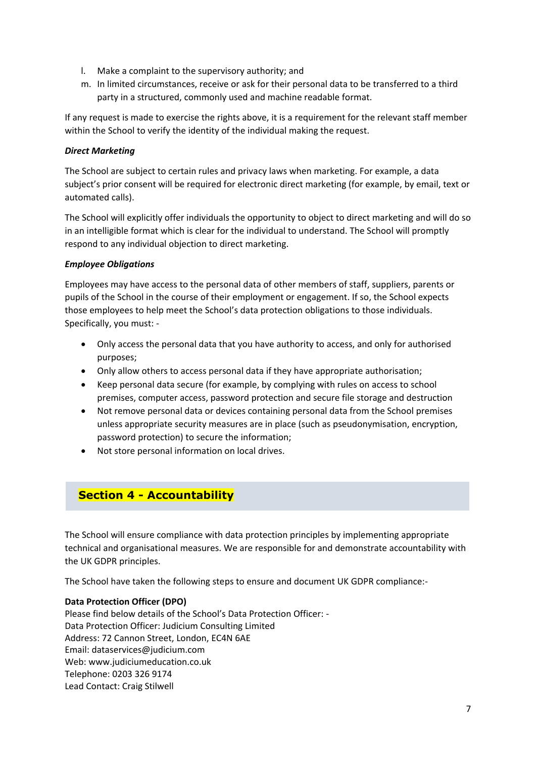l. Make a complaint to the supervisory authority; and
m. In limited circumstances, receive or ask for their personal data to be transferred to a third party in a structured, commonly used and machine readable format.

If any request is made to exercise the rights above, it is a requirement for the relevant staff member within the School to verify the identity of the individual making the request.

***Direct Marketing***

The School are subject to certain rules and privacy laws when marketing. For example, a data subject's prior consent will be required for electronic direct marketing (for example, by email, text or automated calls).

The School will explicitly offer individuals the opportunity to object to direct marketing and will do so in an intelligible format which is clear for the individual to understand. The School will promptly respond to any individual objection to direct marketing.

***Employee Obligations***

Employees may have access to the personal data of other members of staff, suppliers, parents or pupils of the School in the course of their employment or engagement. If so, the School expects those employees to help meet the School's data protection obligations to those individuals. Specifically, you must: -

- Only access the personal data that you have authority to access, and only for authorised purposes;
- Only allow others to access personal data if they have appropriate authorisation;
- Keep personal data secure (for example, by complying with rules on access to school premises, computer access, password protection and secure file storage and destruction
- Not remove personal data or devices containing personal data from the School premises unless appropriate security measures are in place (such as pseudonymisation, encryption, password protection) to secure the information;
- Not store personal information on local drives.

## Section 4 - Accountability

The School will ensure compliance with data protection principles by implementing appropriate technical and organisational measures. We are responsible for and demonstrate accountability with the UK GDPR principles.

The School have taken the following steps to ensure and document UK GDPR compliance:-

**Data Protection Officer (DPO)**
Please find below details of the School's Data Protection Officer: -
Data Protection Officer: Judicium Consulting Limited
Address: 72 Cannon Street, London, EC4N 6AE
Email: dataservices@judicium.com
Web: www.judiciumeducation.co.uk
Telephone: 0203 326 9174
Lead Contact: Craig Stilwell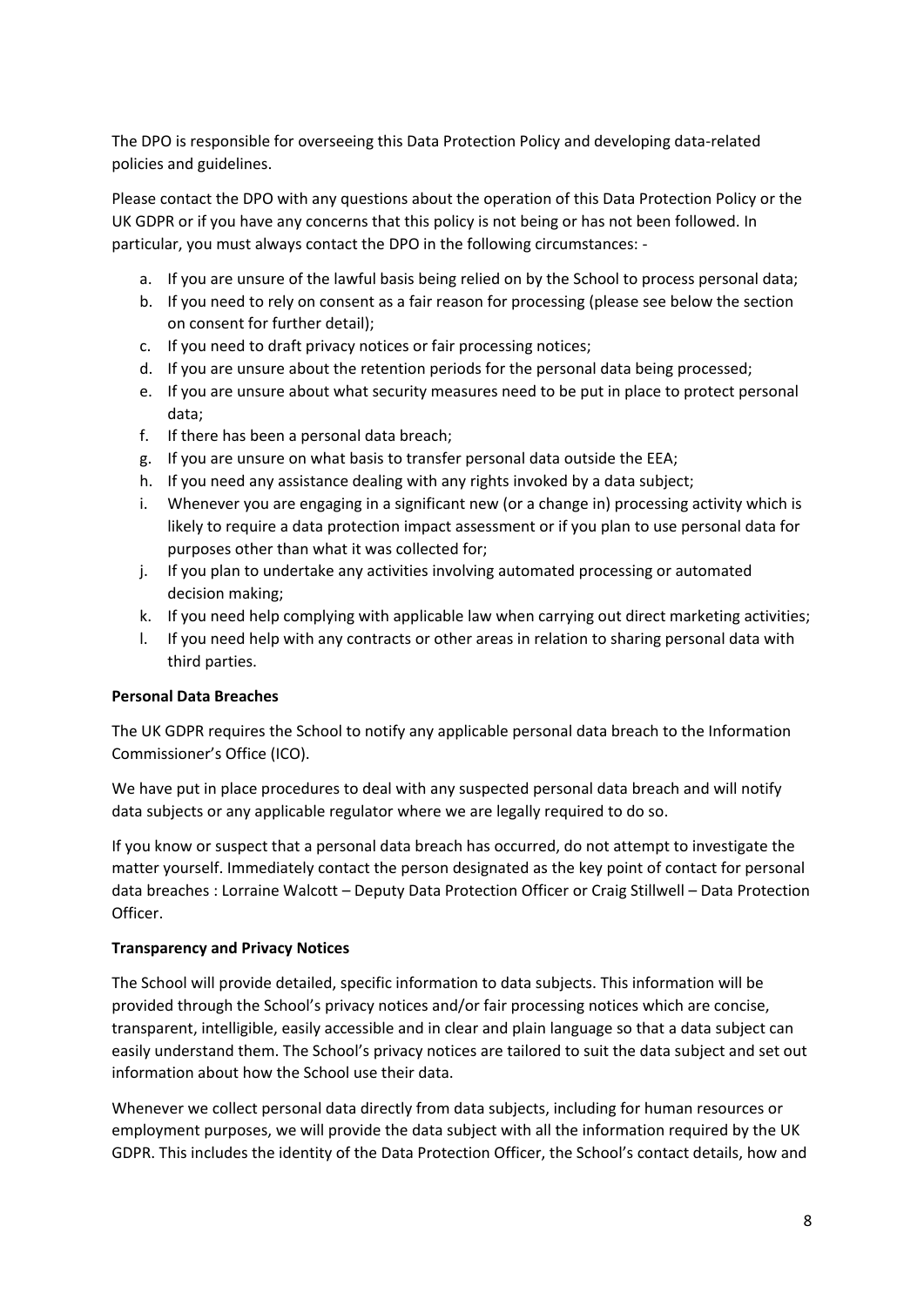The DPO is responsible for overseeing this Data Protection Policy and developing data-related policies and guidelines.

Please contact the DPO with any questions about the operation of this Data Protection Policy or the UK GDPR or if you have any concerns that this policy is not being or has not been followed. In particular, you must always contact the DPO in the following circumstances: -

a. If you are unsure of the lawful basis being relied on by the School to process personal data;
b. If you need to rely on consent as a fair reason for processing (please see below the section on consent for further detail);
c. If you need to draft privacy notices or fair processing notices;
d. If you are unsure about the retention periods for the personal data being processed;
e. If you are unsure about what security measures need to be put in place to protect personal data;
f. If there has been a personal data breach;
g. If you are unsure on what basis to transfer personal data outside the EEA;
h. If you need any assistance dealing with any rights invoked by a data subject;
i. Whenever you are engaging in a significant new (or a change in) processing activity which is likely to require a data protection impact assessment or if you plan to use personal data for purposes other than what it was collected for;
j. If you plan to undertake any activities involving automated processing or automated decision making;
k. If you need help complying with applicable law when carrying out direct marketing activities;
l. If you need help with any contracts or other areas in relation to sharing personal data with third parties.

**Personal Data Breaches**

The UK GDPR requires the School to notify any applicable personal data breach to the Information Commissioner's Office (ICO).

We have put in place procedures to deal with any suspected personal data breach and will notify data subjects or any applicable regulator where we are legally required to do so.

If you know or suspect that a personal data breach has occurred, do not attempt to investigate the matter yourself. Immediately contact the person designated as the key point of contact for personal data breaches : Lorraine Walcott – Deputy Data Protection Officer or Craig Stillwell – Data Protection Officer.

**Transparency and Privacy Notices**

The School will provide detailed, specific information to data subjects. This information will be provided through the School's privacy notices and/or fair processing notices which are concise, transparent, intelligible, easily accessible and in clear and plain language so that a data subject can easily understand them. The School's privacy notices are tailored to suit the data subject and set out information about how the School use their data.

Whenever we collect personal data directly from data subjects, including for human resources or employment purposes, we will provide the data subject with all the information required by the UK GDPR. This includes the identity of the Data Protection Officer, the School's contact details, how and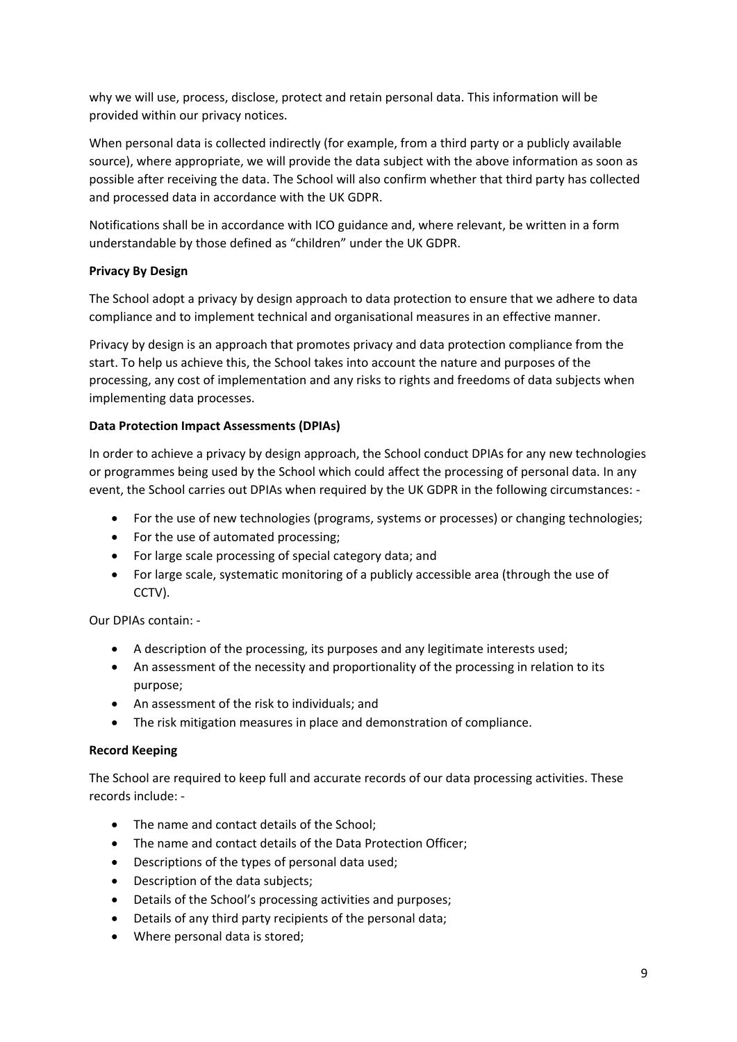why we will use, process, disclose, protect and retain personal data. This information will be provided within our privacy notices.

When personal data is collected indirectly (for example, from a third party or a publicly available source), where appropriate, we will provide the data subject with the above information as soon as possible after receiving the data. The School will also confirm whether that third party has collected and processed data in accordance with the UK GDPR.

Notifications shall be in accordance with ICO guidance and, where relevant, be written in a form understandable by those defined as "children" under the UK GDPR.

**Privacy By Design**

The School adopt a privacy by design approach to data protection to ensure that we adhere to data compliance and to implement technical and organisational measures in an effective manner.

Privacy by design is an approach that promotes privacy and data protection compliance from the start. To help us achieve this, the School takes into account the nature and purposes of the processing, any cost of implementation and any risks to rights and freedoms of data subjects when implementing data processes.

**Data Protection Impact Assessments (DPIAs)**

In order to achieve a privacy by design approach, the School conduct DPIAs for any new technologies or programmes being used by the School which could affect the processing of personal data. In any event, the School carries out DPIAs when required by the UK GDPR in the following circumstances: -

- For the use of new technologies (programs, systems or processes) or changing technologies;
- For the use of automated processing;
- For large scale processing of special category data; and
- For large scale, systematic monitoring of a publicly accessible area (through the use of CCTV).

Our DPIAs contain: -

- A description of the processing, its purposes and any legitimate interests used;
- An assessment of the necessity and proportionality of the processing in relation to its purpose;
- An assessment of the risk to individuals; and
- The risk mitigation measures in place and demonstration of compliance.

**Record Keeping**

The School are required to keep full and accurate records of our data processing activities. These records include: -

- The name and contact details of the School;
- The name and contact details of the Data Protection Officer;
- Descriptions of the types of personal data used;
- Description of the data subjects;
- Details of the School's processing activities and purposes;
- Details of any third party recipients of the personal data;
- Where personal data is stored;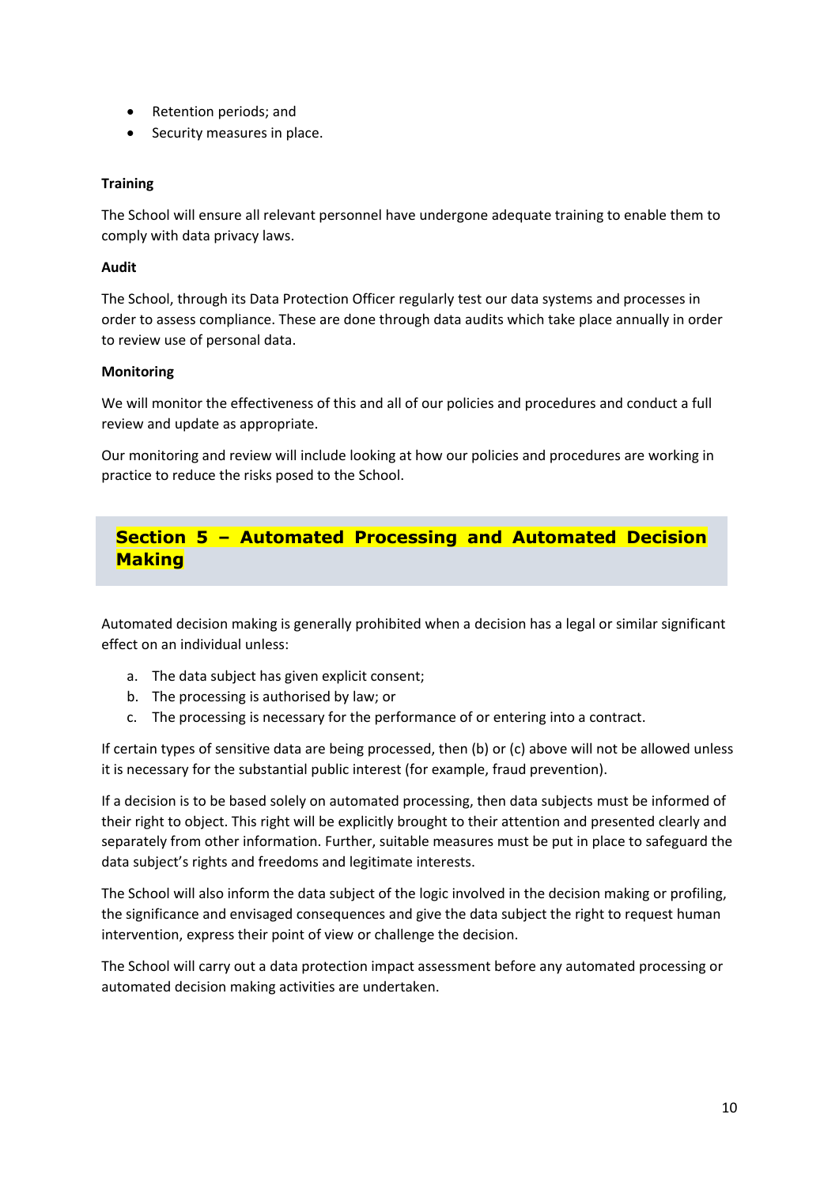- Retention periods; and
- Security measures in place.

**Training**

The School will ensure all relevant personnel have undergone adequate training to enable them to comply with data privacy laws.

**Audit**

The School, through its Data Protection Officer regularly test our data systems and processes in order to assess compliance. These are done through data audits which take place annually in order to review use of personal data.

**Monitoring**

We will monitor the effectiveness of this and all of our policies and procedures and conduct a full review and update as appropriate.

Our monitoring and review will include looking at how our policies and procedures are working in practice to reduce the risks posed to the School.

## Section 5 – Automated Processing and Automated Decision Making

Automated decision making is generally prohibited when a decision has a legal or similar significant effect on an individual unless:

a. The data subject has given explicit consent;
b. The processing is authorised by law; or
c. The processing is necessary for the performance of or entering into a contract.

If certain types of sensitive data are being processed, then (b) or (c) above will not be allowed unless it is necessary for the substantial public interest (for example, fraud prevention).

If a decision is to be based solely on automated processing, then data subjects must be informed of their right to object. This right will be explicitly brought to their attention and presented clearly and separately from other information. Further, suitable measures must be put in place to safeguard the data subject's rights and freedoms and legitimate interests.

The School will also inform the data subject of the logic involved in the decision making or profiling, the significance and envisaged consequences and give the data subject the right to request human intervention, express their point of view or challenge the decision.

The School will carry out a data protection impact assessment before any automated processing or automated decision making activities are undertaken.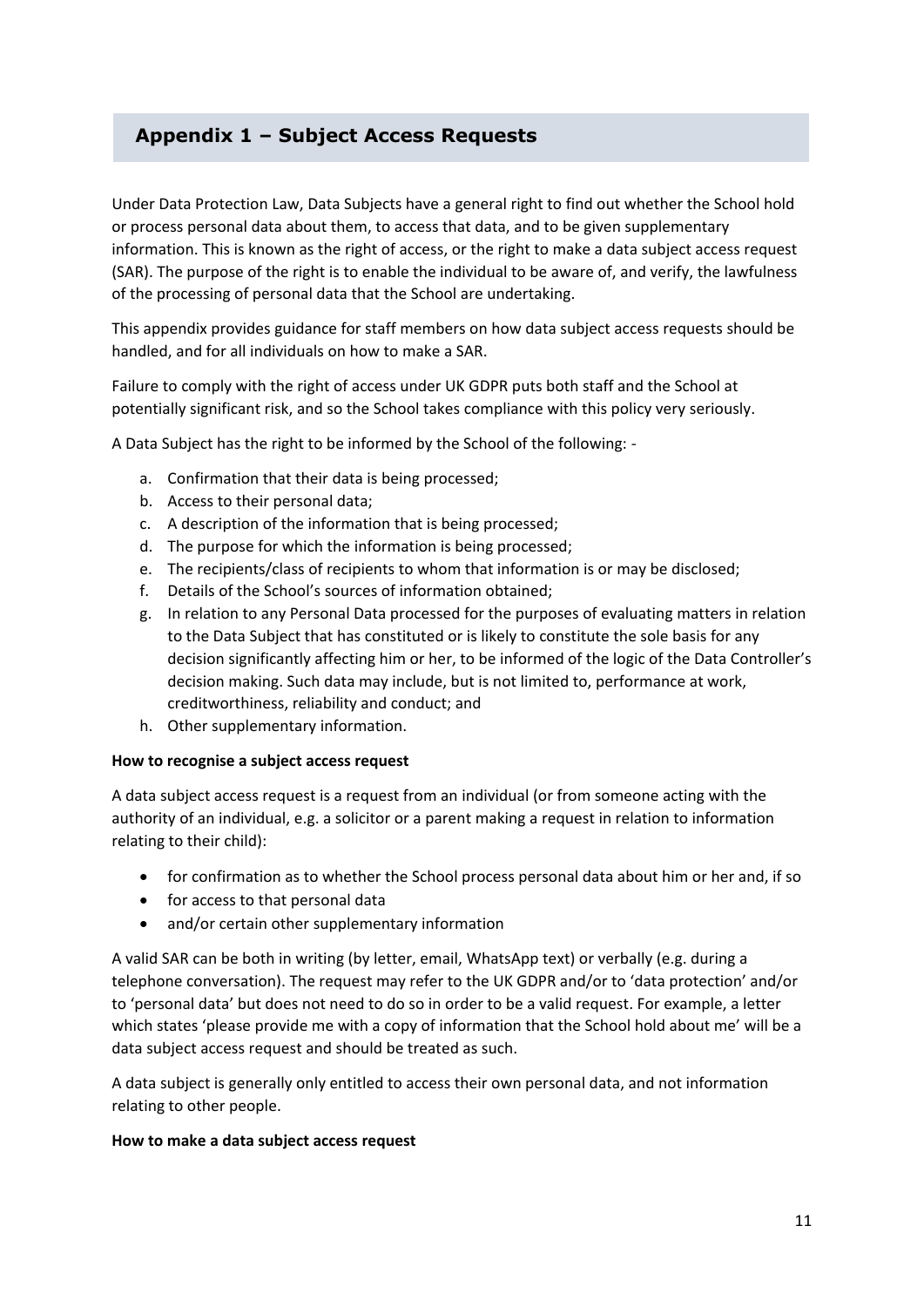## Appendix 1 – Subject Access Requests

Under Data Protection Law, Data Subjects have a general right to find out whether the School hold or process personal data about them, to access that data, and to be given supplementary information. This is known as the right of access, or the right to make a data subject access request (SAR). The purpose of the right is to enable the individual to be aware of, and verify, the lawfulness of the processing of personal data that the School are undertaking.

This appendix provides guidance for staff members on how data subject access requests should be handled, and for all individuals on how to make a SAR.

Failure to comply with the right of access under UK GDPR puts both staff and the School at potentially significant risk, and so the School takes compliance with this policy very seriously.

A Data Subject has the right to be informed by the School of the following: -

a. Confirmation that their data is being processed;
b. Access to their personal data;
c. A description of the information that is being processed;
d. The purpose for which the information is being processed;
e. The recipients/class of recipients to whom that information is or may be disclosed;
f. Details of the School's sources of information obtained;
g. In relation to any Personal Data processed for the purposes of evaluating matters in relation to the Data Subject that has constituted or is likely to constitute the sole basis for any decision significantly affecting him or her, to be informed of the logic of the Data Controller's decision making. Such data may include, but is not limited to, performance at work, creditworthiness, reliability and conduct; and
h. Other supplementary information.

**How to recognise a subject access request**

A data subject access request is a request from an individual (or from someone acting with the authority of an individual, e.g. a solicitor or a parent making a request in relation to information relating to their child):

- for confirmation as to whether the School process personal data about him or her and, if so
- for access to that personal data
- and/or certain other supplementary information

A valid SAR can be both in writing (by letter, email, WhatsApp text) or verbally (e.g. during a telephone conversation). The request may refer to the UK GDPR and/or to 'data protection' and/or to 'personal data' but does not need to do so in order to be a valid request. For example, a letter which states 'please provide me with a copy of information that the School hold about me' will be a data subject access request and should be treated as such.

A data subject is generally only entitled to access their own personal data, and not information relating to other people.

**How to make a data subject access request**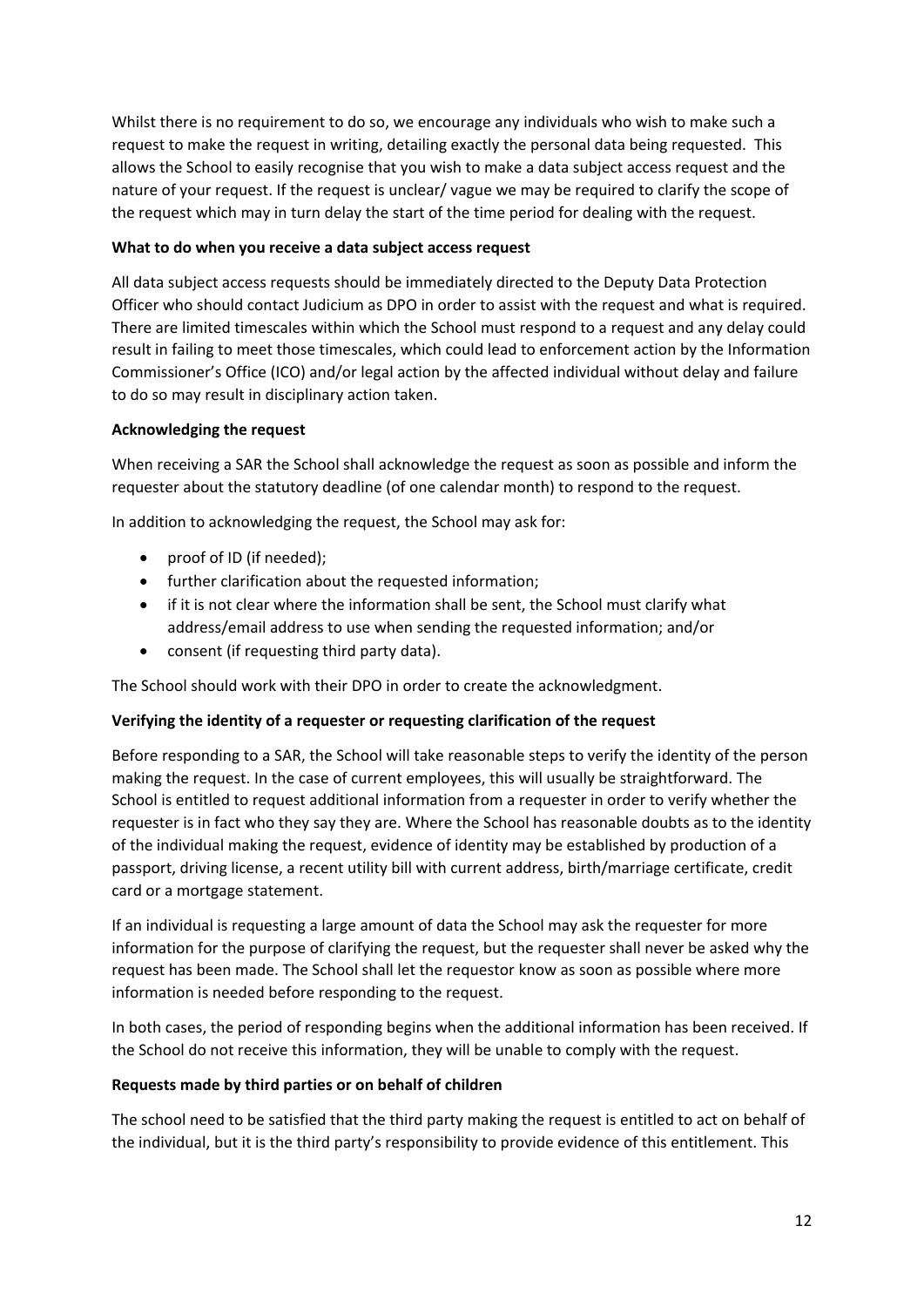Whilst there is no requirement to do so, we encourage any individuals who wish to make such a request to make the request in writing, detailing exactly the personal data being requested. This allows the School to easily recognise that you wish to make a data subject access request and the nature of your request. If the request is unclear/ vague we may be required to clarify the scope of the request which may in turn delay the start of the time period for dealing with the request.

**What to do when you receive a data subject access request**

All data subject access requests should be immediately directed to the Deputy Data Protection Officer who should contact Judicium as DPO in order to assist with the request and what is required. There are limited timescales within which the School must respond to a request and any delay could result in failing to meet those timescales, which could lead to enforcement action by the Information Commissioner's Office (ICO) and/or legal action by the affected individual without delay and failure to do so may result in disciplinary action taken.

**Acknowledging the request**

When receiving a SAR the School shall acknowledge the request as soon as possible and inform the requester about the statutory deadline (of one calendar month) to respond to the request.

In addition to acknowledging the request, the School may ask for:

- proof of ID (if needed);
- further clarification about the requested information;
- if it is not clear where the information shall be sent, the School must clarify what address/email address to use when sending the requested information; and/or
- consent (if requesting third party data).

The School should work with their DPO in order to create the acknowledgment.

**Verifying the identity of a requester or requesting clarification of the request**

Before responding to a SAR, the School will take reasonable steps to verify the identity of the person making the request. In the case of current employees, this will usually be straightforward. The School is entitled to request additional information from a requester in order to verify whether the requester is in fact who they say they are. Where the School has reasonable doubts as to the identity of the individual making the request, evidence of identity may be established by production of a passport, driving license, a recent utility bill with current address, birth/marriage certificate, credit card or a mortgage statement.

If an individual is requesting a large amount of data the School may ask the requester for more information for the purpose of clarifying the request, but the requester shall never be asked why the request has been made. The School shall let the requestor know as soon as possible where more information is needed before responding to the request.

In both cases, the period of responding begins when the additional information has been received. If the School do not receive this information, they will be unable to comply with the request.

**Requests made by third parties or on behalf of children**

The school need to be satisfied that the third party making the request is entitled to act on behalf of the individual, but it is the third party's responsibility to provide evidence of this entitlement. This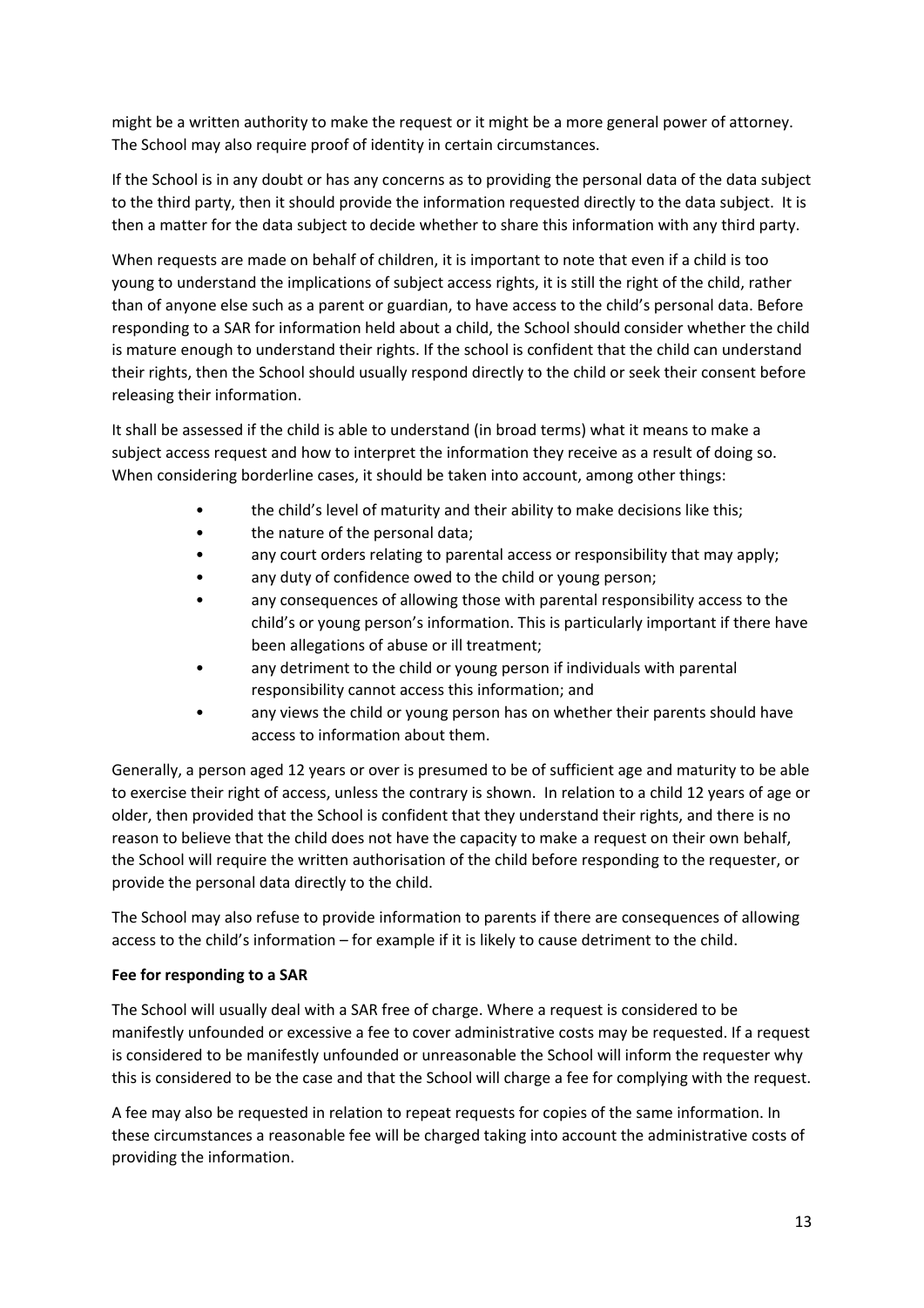might be a written authority to make the request or it might be a more general power of attorney. The School may also require proof of identity in certain circumstances.

If the School is in any doubt or has any concerns as to providing the personal data of the data subject to the third party, then it should provide the information requested directly to the data subject. It is then a matter for the data subject to decide whether to share this information with any third party.

When requests are made on behalf of children, it is important to note that even if a child is too young to understand the implications of subject access rights, it is still the right of the child, rather than of anyone else such as a parent or guardian, to have access to the child's personal data. Before responding to a SAR for information held about a child, the School should consider whether the child is mature enough to understand their rights. If the school is confident that the child can understand their rights, then the School should usually respond directly to the child or seek their consent before releasing their information.

It shall be assessed if the child is able to understand (in broad terms) what it means to make a subject access request and how to interpret the information they receive as a result of doing so. When considering borderline cases, it should be taken into account, among other things:

- the child's level of maturity and their ability to make decisions like this;
- the nature of the personal data;
- any court orders relating to parental access or responsibility that may apply;
- any duty of confidence owed to the child or young person;
- any consequences of allowing those with parental responsibility access to the child's or young person's information. This is particularly important if there have been allegations of abuse or ill treatment;
- any detriment to the child or young person if individuals with parental responsibility cannot access this information; and
- any views the child or young person has on whether their parents should have access to information about them.

Generally, a person aged 12 years or over is presumed to be of sufficient age and maturity to be able to exercise their right of access, unless the contrary is shown. In relation to a child 12 years of age or older, then provided that the School is confident that they understand their rights, and there is no reason to believe that the child does not have the capacity to make a request on their own behalf, the School will require the written authorisation of the child before responding to the requester, or provide the personal data directly to the child.

The School may also refuse to provide information to parents if there are consequences of allowing access to the child's information – for example if it is likely to cause detriment to the child.

**Fee for responding to a SAR**

The School will usually deal with a SAR free of charge. Where a request is considered to be manifestly unfounded or excessive a fee to cover administrative costs may be requested. If a request is considered to be manifestly unfounded or unreasonable the School will inform the requester why this is considered to be the case and that the School will charge a fee for complying with the request.

A fee may also be requested in relation to repeat requests for copies of the same information. In these circumstances a reasonable fee will be charged taking into account the administrative costs of providing the information.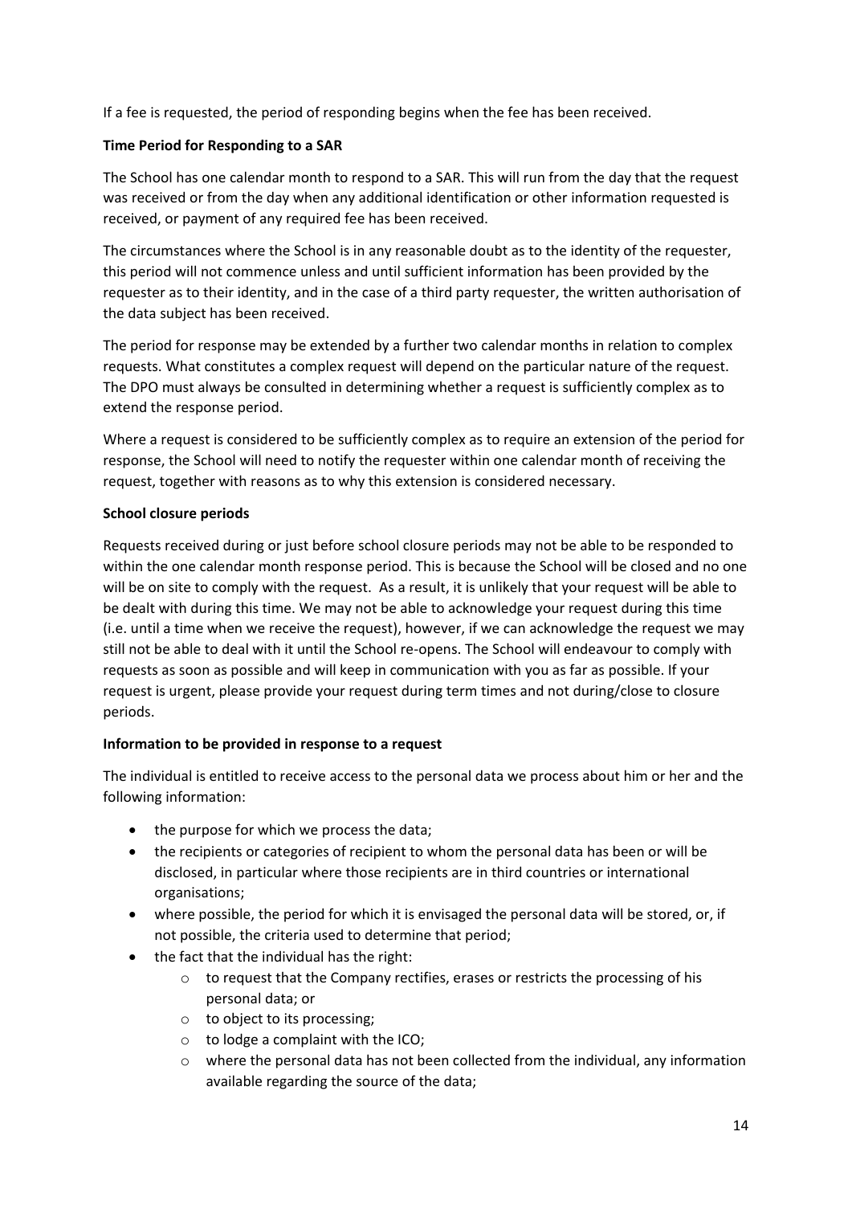If a fee is requested, the period of responding begins when the fee has been received.

**Time Period for Responding to a SAR**

The School has one calendar month to respond to a SAR. This will run from the day that the request was received or from the day when any additional identification or other information requested is received, or payment of any required fee has been received.

The circumstances where the School is in any reasonable doubt as to the identity of the requester, this period will not commence unless and until sufficient information has been provided by the requester as to their identity, and in the case of a third party requester, the written authorisation of the data subject has been received.

The period for response may be extended by a further two calendar months in relation to complex requests. What constitutes a complex request will depend on the particular nature of the request. The DPO must always be consulted in determining whether a request is sufficiently complex as to extend the response period.

Where a request is considered to be sufficiently complex as to require an extension of the period for response, the School will need to notify the requester within one calendar month of receiving the request, together with reasons as to why this extension is considered necessary.

**School closure periods**

Requests received during or just before school closure periods may not be able to be responded to within the one calendar month response period. This is because the School will be closed and no one will be on site to comply with the request. As a result, it is unlikely that your request will be able to be dealt with during this time. We may not be able to acknowledge your request during this time (i.e. until a time when we receive the request), however, if we can acknowledge the request we may still not be able to deal with it until the School re-opens. The School will endeavour to comply with requests as soon as possible and will keep in communication with you as far as possible. If your request is urgent, please provide your request during term times and not during/close to closure periods.

**Information to be provided in response to a request**

The individual is entitled to receive access to the personal data we process about him or her and the following information:

- the purpose for which we process the data;
- the recipients or categories of recipient to whom the personal data has been or will be disclosed, in particular where those recipients are in third countries or international organisations;
- where possible, the period for which it is envisaged the personal data will be stored, or, if not possible, the criteria used to determine that period;
- the fact that the individual has the right:
  - to request that the Company rectifies, erases or restricts the processing of his personal data; or
  - to object to its processing;
  - to lodge a complaint with the ICO;
  - where the personal data has not been collected from the individual, any information available regarding the source of the data;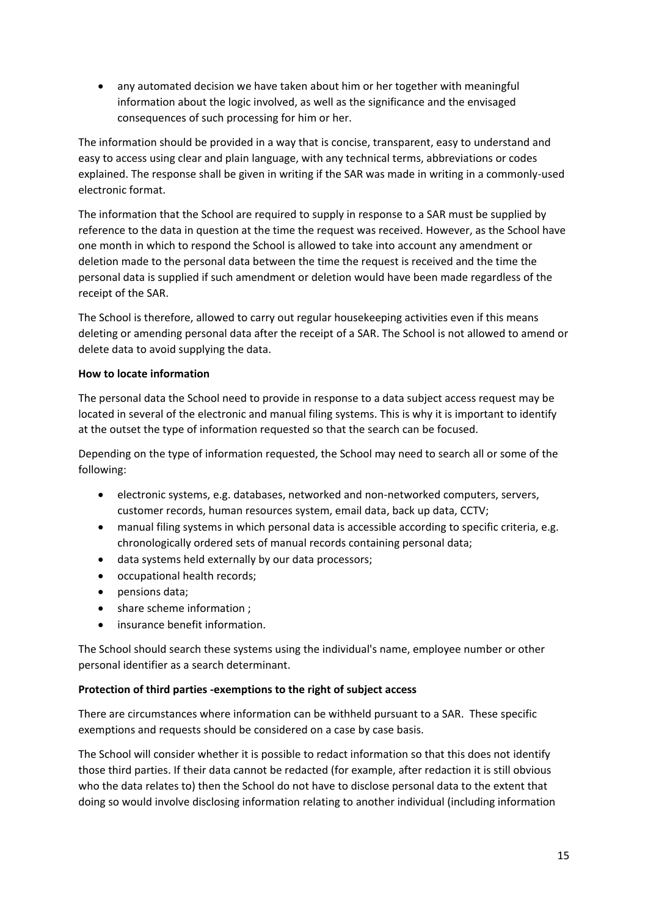- any automated decision we have taken about him or her together with meaningful information about the logic involved, as well as the significance and the envisaged consequences of such processing for him or her.

The information should be provided in a way that is concise, transparent, easy to understand and easy to access using clear and plain language, with any technical terms, abbreviations or codes explained. The response shall be given in writing if the SAR was made in writing in a commonly-used electronic format.

The information that the School are required to supply in response to a SAR must be supplied by reference to the data in question at the time the request was received. However, as the School have one month in which to respond the School is allowed to take into account any amendment or deletion made to the personal data between the time the request is received and the time the personal data is supplied if such amendment or deletion would have been made regardless of the receipt of the SAR.

The School is therefore, allowed to carry out regular housekeeping activities even if this means deleting or amending personal data after the receipt of a SAR. The School is not allowed to amend or delete data to avoid supplying the data.

**How to locate information**

The personal data the School need to provide in response to a data subject access request may be located in several of the electronic and manual filing systems. This is why it is important to identify at the outset the type of information requested so that the search can be focused.

Depending on the type of information requested, the School may need to search all or some of the following:

- electronic systems, e.g. databases, networked and non-networked computers, servers, customer records, human resources system, email data, back up data, CCTV;
- manual filing systems in which personal data is accessible according to specific criteria, e.g. chronologically ordered sets of manual records containing personal data;
- data systems held externally by our data processors;
- occupational health records;
- pensions data;
- share scheme information ;
- insurance benefit information.

The School should search these systems using the individual's name, employee number or other personal identifier as a search determinant.

**Protection of third parties -exemptions to the right of subject access**

There are circumstances where information can be withheld pursuant to a SAR. These specific exemptions and requests should be considered on a case by case basis.

The School will consider whether it is possible to redact information so that this does not identify those third parties. If their data cannot be redacted (for example, after redaction it is still obvious who the data relates to) then the School do not have to disclose personal data to the extent that doing so would involve disclosing information relating to another individual (including information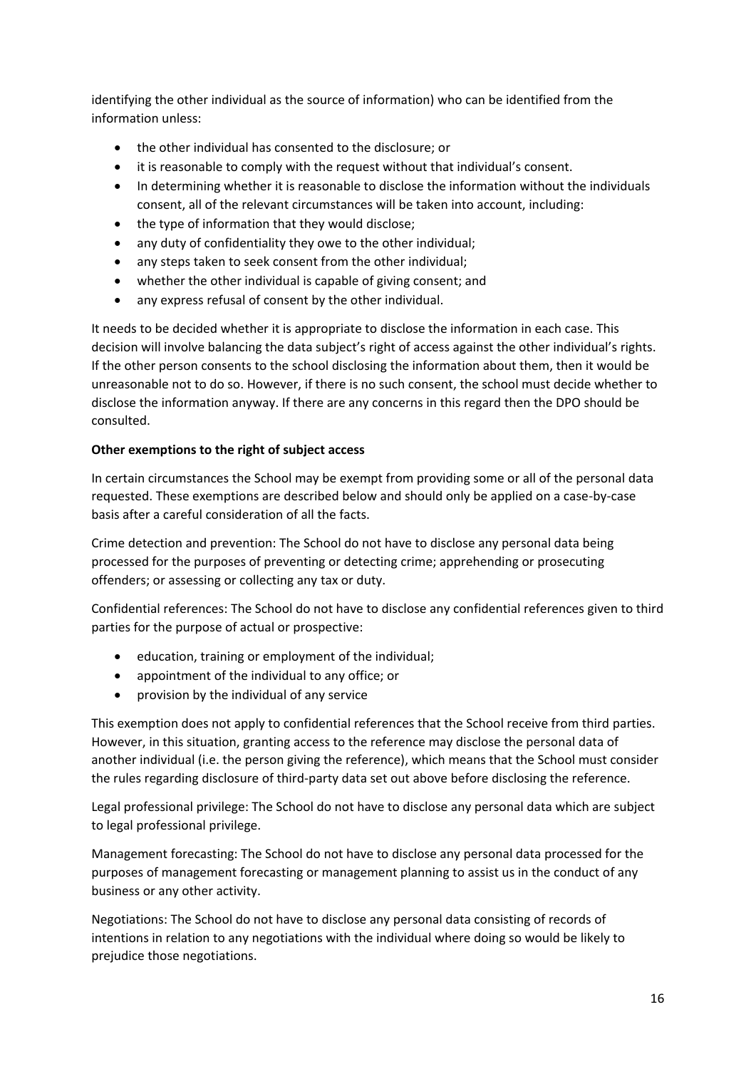identifying the other individual as the source of information) who can be identified from the information unless:

- the other individual has consented to the disclosure; or
- it is reasonable to comply with the request without that individual's consent.
- In determining whether it is reasonable to disclose the information without the individuals consent, all of the relevant circumstances will be taken into account, including:
- the type of information that they would disclose;
- any duty of confidentiality they owe to the other individual;
- any steps taken to seek consent from the other individual;
- whether the other individual is capable of giving consent; and
- any express refusal of consent by the other individual.

It needs to be decided whether it is appropriate to disclose the information in each case. This decision will involve balancing the data subject's right of access against the other individual's rights. If the other person consents to the school disclosing the information about them, then it would be unreasonable not to do so. However, if there is no such consent, the school must decide whether to disclose the information anyway. If there are any concerns in this regard then the DPO should be consulted.

**Other exemptions to the right of subject access**

In certain circumstances the School may be exempt from providing some or all of the personal data requested. These exemptions are described below and should only be applied on a case-by-case basis after a careful consideration of all the facts.

Crime detection and prevention: The School do not have to disclose any personal data being processed for the purposes of preventing or detecting crime; apprehending or prosecuting offenders; or assessing or collecting any tax or duty.

Confidential references: The School do not have to disclose any confidential references given to third parties for the purpose of actual or prospective:

- education, training or employment of the individual;
- appointment of the individual to any office; or
- provision by the individual of any service

This exemption does not apply to confidential references that the School receive from third parties. However, in this situation, granting access to the reference may disclose the personal data of another individual (i.e. the person giving the reference), which means that the School must consider the rules regarding disclosure of third-party data set out above before disclosing the reference.

Legal professional privilege: The School do not have to disclose any personal data which are subject to legal professional privilege.

Management forecasting: The School do not have to disclose any personal data processed for the purposes of management forecasting or management planning to assist us in the conduct of any business or any other activity.

Negotiations: The School do not have to disclose any personal data consisting of records of intentions in relation to any negotiations with the individual where doing so would be likely to prejudice those negotiations.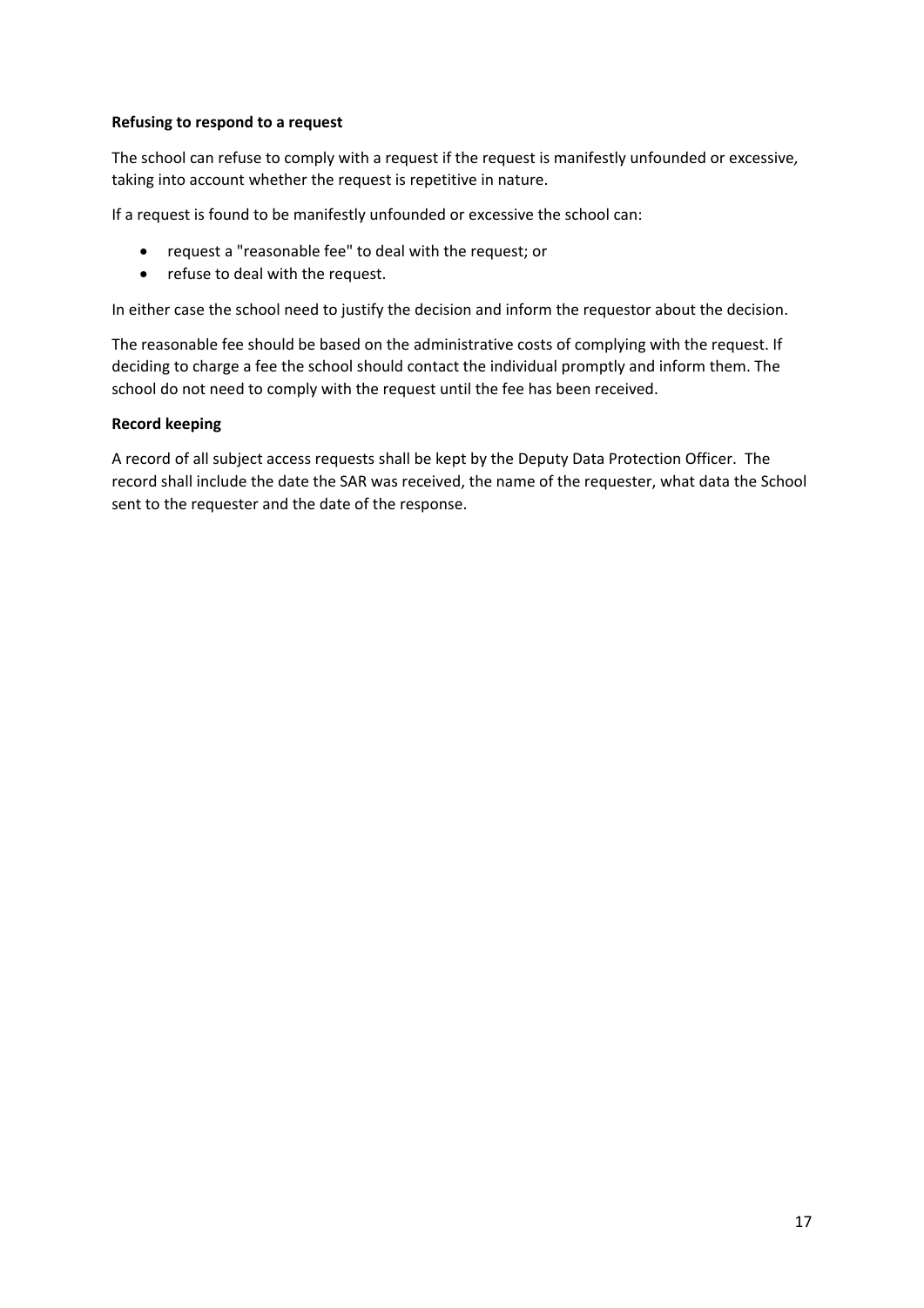**Refusing to respond to a request**

The school can refuse to comply with a request if the request is manifestly unfounded or excessive*,* taking into account whether the request is repetitive in nature.

If a request is found to be manifestly unfounded or excessive the school can:

- request a "reasonable fee" to deal with the request; or
- refuse to deal with the request.

In either case the school need to justify the decision and inform the requestor about the decision.

The reasonable fee should be based on the administrative costs of complying with the request. If deciding to charge a fee the school should contact the individual promptly and inform them. The school do not need to comply with the request until the fee has been received.

**Record keeping**

A record of all subject access requests shall be kept by the Deputy Data Protection Officer. The record shall include the date the SAR was received, the name of the requester, what data the School sent to the requester and the date of the response.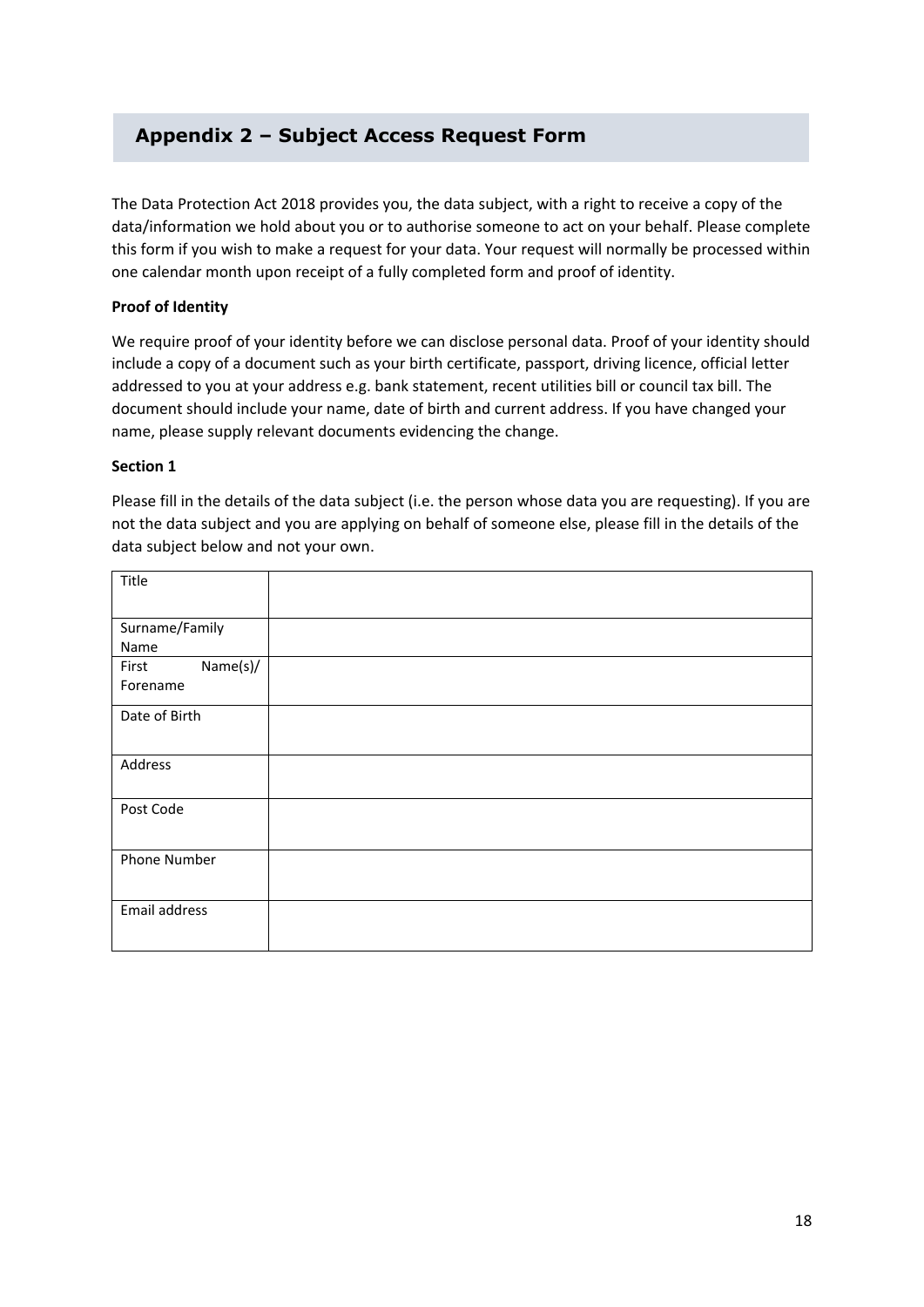## Appendix 2 – Subject Access Request Form

The Data Protection Act 2018 provides you, the data subject, with a right to receive a copy of the data/information we hold about you or to authorise someone to act on your behalf. Please complete this form if you wish to make a request for your data. Your request will normally be processed within one calendar month upon receipt of a fully completed form and proof of identity.

**Proof of Identity**

We require proof of your identity before we can disclose personal data. Proof of your identity should include a copy of a document such as your birth certificate, passport, driving licence, official letter addressed to you at your address e.g. bank statement, recent utilities bill or council tax bill. The document should include your name, date of birth and current address. If you have changed your name, please supply relevant documents evidencing the change.

**Section 1**

Please fill in the details of the data subject (i.e. the person whose data you are requesting). If you are not the data subject and you are applying on behalf of someone else, please fill in the details of the data subject below and not your own.

| | |
|---|---|
| Title | |
| Surname/Family Name | |
| First Name(s)/ Forename | |
| Date of Birth | |
| Address | |
| Post Code | |
| Phone Number | |
| Email address | |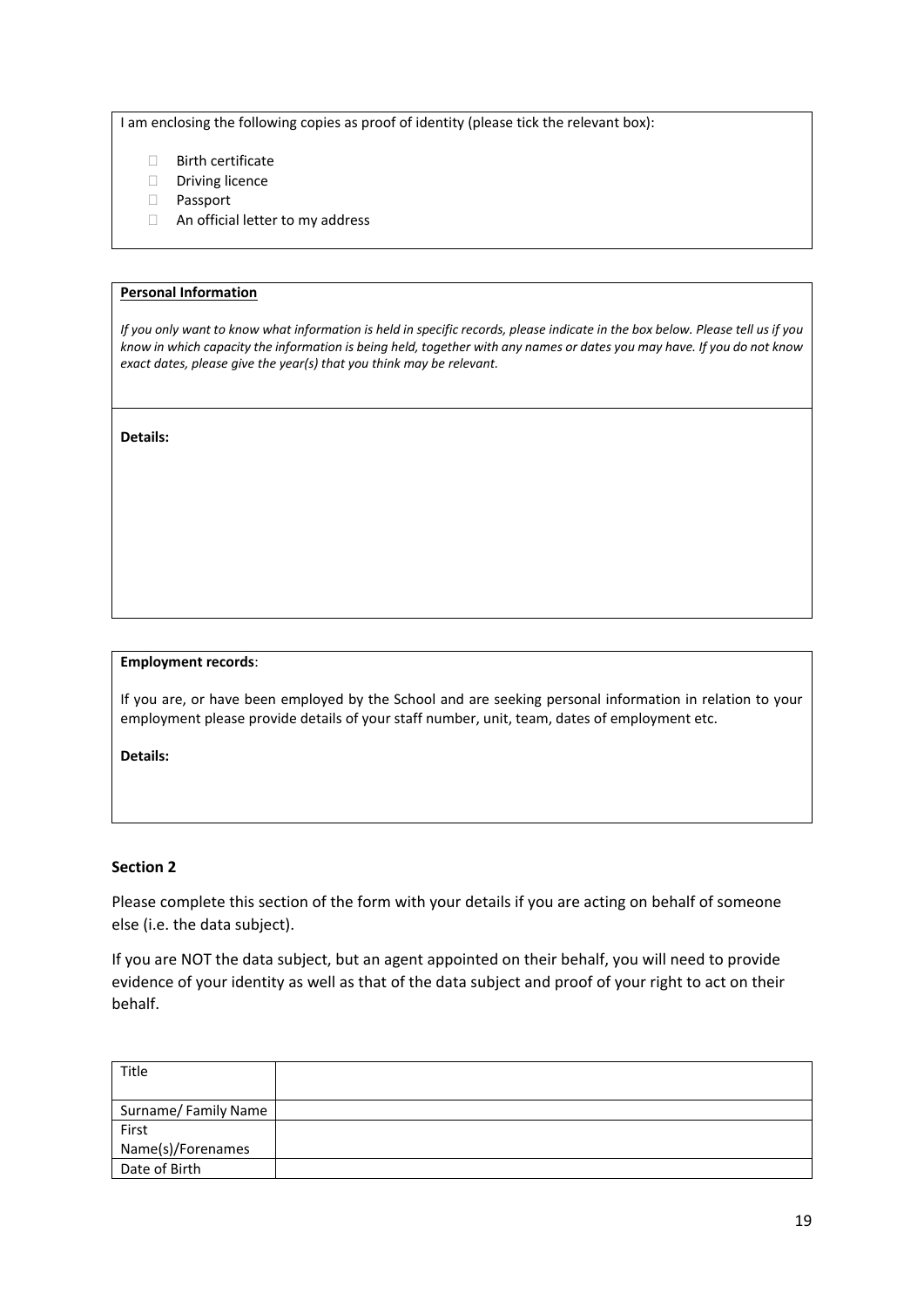I am enclosing the following copies as proof of identity (please tick the relevant box):

- ☐ Birth certificate
- ☐ Driving licence
- ☐ Passport
- ☐ An official letter to my address

**Personal Information**

*If you only want to know what information is held in specific records, please indicate in the box below. Please tell us if you know in which capacity the information is being held, together with any names or dates you may have. If you do not know exact dates, please give the year(s) that you think may be relevant.*

**Details:**

**Employment records**:

If you are, or have been employed by the School and are seeking personal information in relation to your employment please provide details of your staff number, unit, team, dates of employment etc.

**Details:**

### Section 2

Please complete this section of the form with your details if you are acting on behalf of someone else (i.e. the data subject).

If you are NOT the data subject, but an agent appointed on their behalf, you will need to provide evidence of your identity as well as that of the data subject and proof of your right to act on their behalf.

| Title | |
|---|---|
| Surname/ Family Name | |
| First Name(s)/Forenames | |
| Date of Birth | |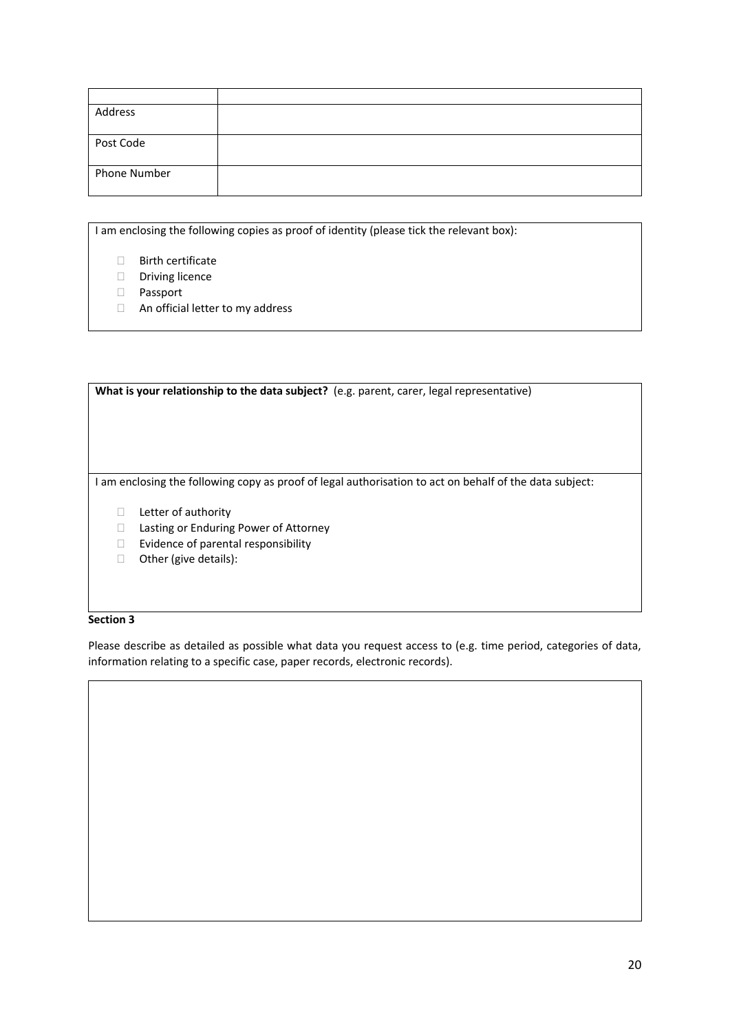| | |
|---|---|
| Address | |
| Post Code | |
| Phone Number | |

I am enclosing the following copies as proof of identity (please tick the relevant box):

- ☐ Birth certificate
- ☐ Driving licence
- ☐ Passport
- ☐ An official letter to my address

**What is your relationship to the data subject?** (e.g. parent, carer, legal representative)

I am enclosing the following copy as proof of legal authorisation to act on behalf of the data subject:

- ☐ Letter of authority
- ☐ Lasting or Enduring Power of Attorney
- ☐ Evidence of parental responsibility
- ☐ Other (give details):

**Section 3**

Please describe as detailed as possible what data you request access to (e.g. time period, categories of data, information relating to a specific case, paper records, electronic records).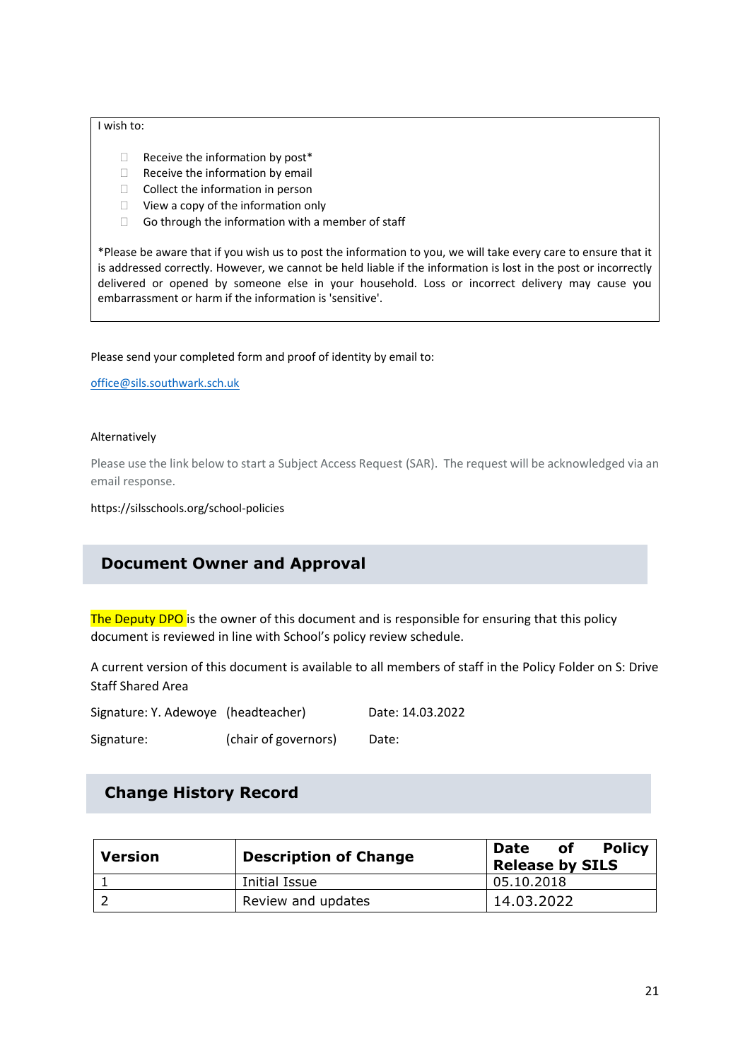I wish to:

- ☐ Receive the information by post*
- ☐ Receive the information by email
- ☐ Collect the information in person
- ☐ View a copy of the information only
- ☐ Go through the information with a member of staff

*Please be aware that if you wish us to post the information to you, we will take every care to ensure that it is addressed correctly. However, we cannot be held liable if the information is lost in the post or incorrectly delivered or opened by someone else in your household. Loss or incorrect delivery may cause you embarrassment or harm if the information is 'sensitive'.

Please send your completed form and proof of identity by email to:

office@sils.southwark.sch.uk

Alternatively

Please use the link below to start a Subject Access Request (SAR). The request will be acknowledged via an email response.

https://silsschools.org/school-policies

## Document Owner and Approval

The Deputy DPO is the owner of this document and is responsible for ensuring that this policy document is reviewed in line with School's policy review schedule.

A current version of this document is available to all members of staff in the Policy Folder on S: Drive Staff Shared Area

Signature: Y. Adewoye (headteacher) Date: 14.03.2022

Signature: (chair of governors) Date:

## Change History Record

| Version | Description of Change | Date of Policy Release by SILS |
|---|---|---|
| 1 | Initial Issue | 05.10.2018 |
| 2 | Review and updates | 14.03.2022 |